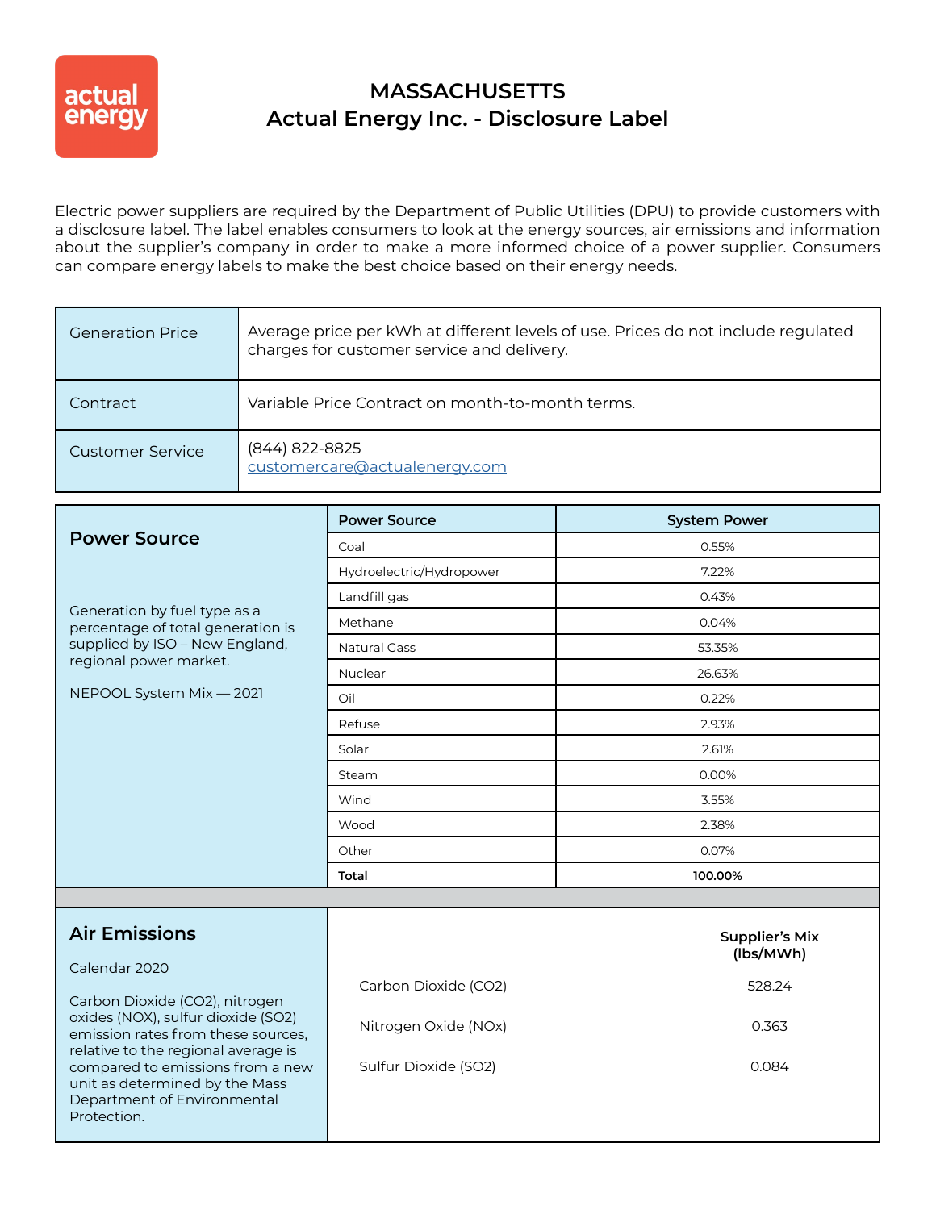# MASSACHUSETTS
# Actual Energy Inc. - Disclosure Label

Electric power suppliers are required by the Department of Public Utilities (DPU) to provide customers with a disclosure label. The label enables consumers to look at the energy sources, air emissions and information about the supplier's company in order to make a more informed choice of a power supplier. Consumers can compare energy labels to make the best choice based on their energy needs.

| | |
|---|---|
| Generation Price | Average price per kWh at different levels of use. Prices do not include regulated charges for customer service and delivery. |
| Contract | Variable Price Contract on month-to-month terms. |
| Customer Service | (844) 822-8825<br>customercare@actualenergy.com |

## Power Source

Generation by fuel type as a percentage of total generation is supplied by ISO – New England, regional power market.

NEPOOL System Mix — 2021

| Power Source | System Power |
|---|---|
| Coal | 0.55% |
| Hydroelectric/Hydropower | 7.22% |
| Landfill gas | 0.43% |
| Methane | 0.04% |
| Natural Gass | 53.35% |
| Nuclear | 26.63% |
| Oil | 0.22% |
| Refuse | 2.93% |
| Solar | 2.61% |
| Steam | 0.00% |
| Wind | 3.55% |
| Wood | 2.38% |
| Other | 0.07% |
| **Total** | **100.00%** |

## Air Emissions

Calendar 2020

Carbon Dioxide ($CO_2$), nitrogen oxides ($NO_X$), sulfur dioxide ($SO_2$) emission rates from these sources, relative to the regional average is compared to emissions from a new unit as determined by the Mass Department of Environmental Protection.

| | Supplier's Mix (lbs/MWh) |
|---|---|
| Carbon Dioxide ($CO_2$) | 528.24 |
| Nitrogen Oxide ($NO_x$) | 0.363 |
| Sulfur Dioxide ($SO_2$) | 0.084 |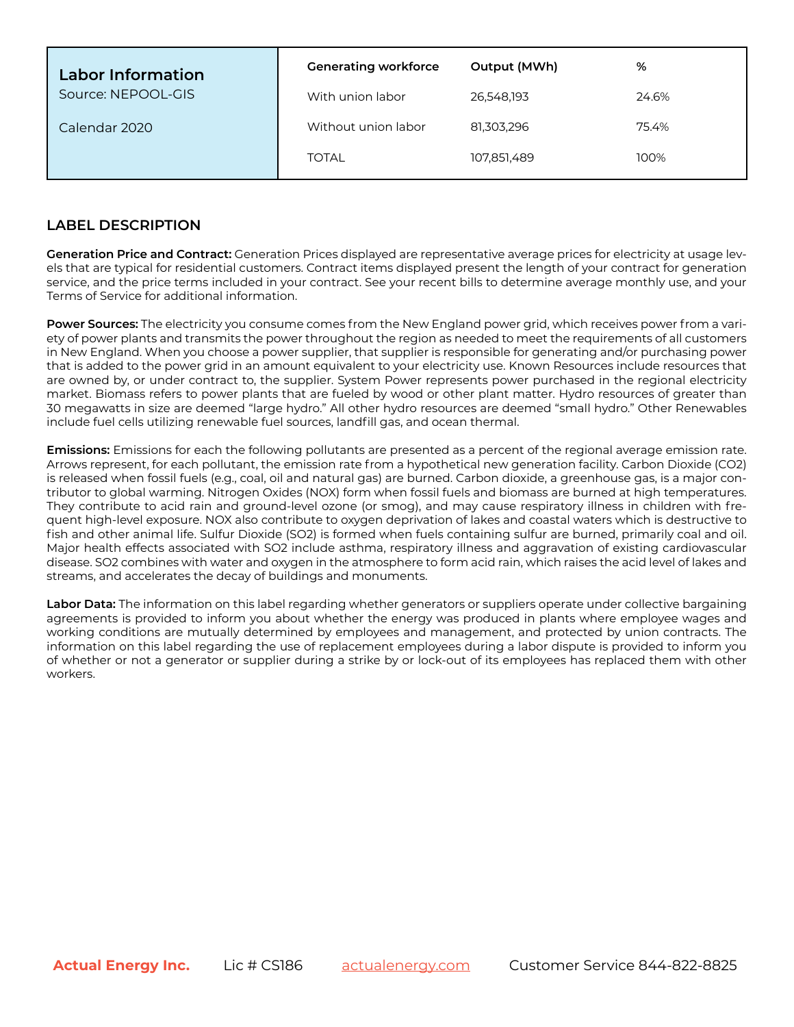| Labor Information<br>Source: NEPOOL-GIS<br><br>Calendar 2020 | Generating workforce | Output (MWh) | % |
|---|---|---|---|
| | With union labor | 26,548,193 | 24.6% |
| | Without union labor | 81,303,296 | 75.4% |
| | TOTAL | 107,851,489 | 100% |

## LABEL DESCRIPTION

**Generation Price and Contract:** Generation Prices displayed are representative average prices for electricity at usage levels that are typical for residential customers. Contract items displayed present the length of your contract for generation service, and the price terms included in your contract. See your recent bills to determine average monthly use, and your Terms of Service for additional information.

**Power Sources:** The electricity you consume comes from the New England power grid, which receives power from a variety of power plants and transmits the power throughout the region as needed to meet the requirements of all customers in New England. When you choose a power supplier, that supplier is responsible for generating and/or purchasing power that is added to the power grid in an amount equivalent to your electricity use. Known Resources include resources that are owned by, or under contract to, the supplier. System Power represents power purchased in the regional electricity market. Biomass refers to power plants that are fueled by wood or other plant matter. Hydro resources of greater than 30 megawatts in size are deemed "large hydro." All other hydro resources are deemed "small hydro." Other Renewables include fuel cells utilizing renewable fuel sources, landfill gas, and ocean thermal.

**Emissions:** Emissions for each the following pollutants are presented as a percent of the regional average emission rate. Arrows represent, for each pollutant, the emission rate from a hypothetical new generation facility. Carbon Dioxide ($CO_2$) is released when fossil fuels (e.g., coal, oil and natural gas) are burned. Carbon dioxide, a greenhouse gas, is a major contributor to global warming. Nitrogen Oxides (NOX) form when fossil fuels and biomass are burned at high temperatures. They contribute to acid rain and ground-level ozone (or smog), and may cause respiratory illness in children with frequent high-level exposure. NOX also contribute to oxygen deprivation of lakes and coastal waters which is destructive to fish and other animal life. Sulfur Dioxide ($SO_2$) is formed when fuels containing sulfur are burned, primarily coal and oil. Major health effects associated with $SO_2$ include asthma, respiratory illness and aggravation of existing cardiovascular disease. $SO_2$ combines with water and oxygen in the atmosphere to form acid rain, which raises the acid level of lakes and streams, and accelerates the decay of buildings and monuments.

**Labor Data:** The information on this label regarding whether generators or suppliers operate under collective bargaining agreements is provided to inform you about whether the energy was produced in plants where employee wages and working conditions are mutually determined by employees and management, and protected by union contracts. The information on this label regarding the use of replacement employees during a labor dispute is provided to inform you of whether or not a generator or supplier during a strike by or lock-out of its employees has replaced them with other workers.

**Actual Energy Inc.** Lic # CS186 actualenergy.com Customer Service 844-822-8825